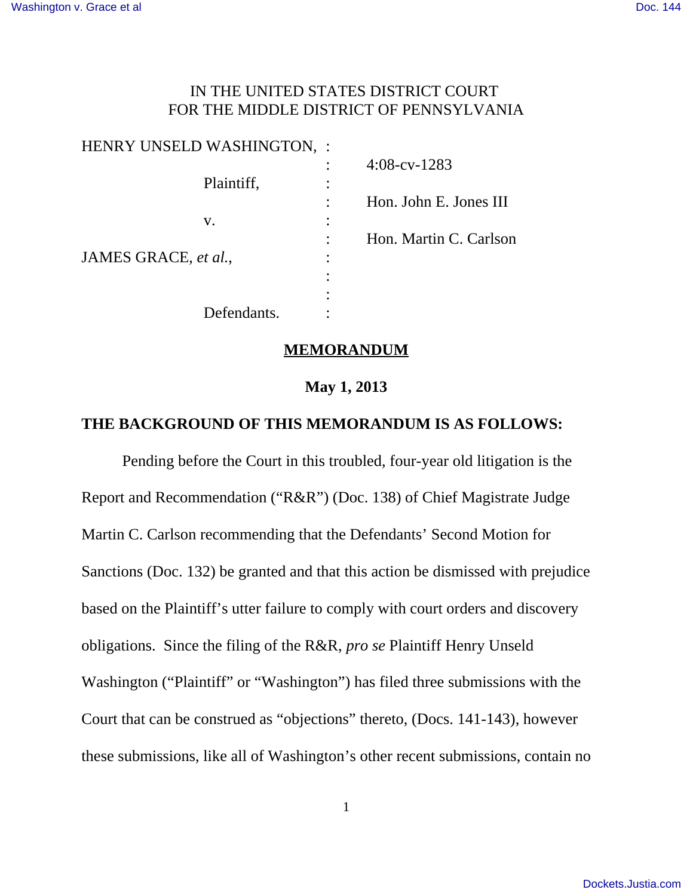IN THE UNITED STATES DISTRICT COURT
FOR THE MIDDLE DISTRICT OF PENNSYLVANIA

| | | |
|---|---|---|
| HENRY UNSELD WASHINGTON, | : | |
| | : | 4:08-cv-1283 |
| Plaintiff, | : | |
| | : | Hon. John E. Jones III |
| v. | : | |
| | : | Hon. Martin C. Carlson |
| JAMES GRACE, *et al.*, | : | |
| | : | |
| | : | |
| Defendants. | : | |

## MEMORANDUM

**May 1, 2013**

**THE BACKGROUND OF THIS MEMORANDUM IS AS FOLLOWS:**

Pending before the Court in this troubled, four-year old litigation is the Report and Recommendation ("R&R") (Doc. 138) of Chief Magistrate Judge Martin C. Carlson recommending that the Defendants' Second Motion for Sanctions (Doc. 132) be granted and that this action be dismissed with prejudice based on the Plaintiff's utter failure to comply with court orders and discovery obligations. Since the filing of the R&R, *pro se* Plaintiff Henry Unseld Washington ("Plaintiff" or "Washington") has filed three submissions with the Court that can be construed as "objections" thereto, (Docs. 141-143), however these submissions, like all of Washington's other recent submissions, contain no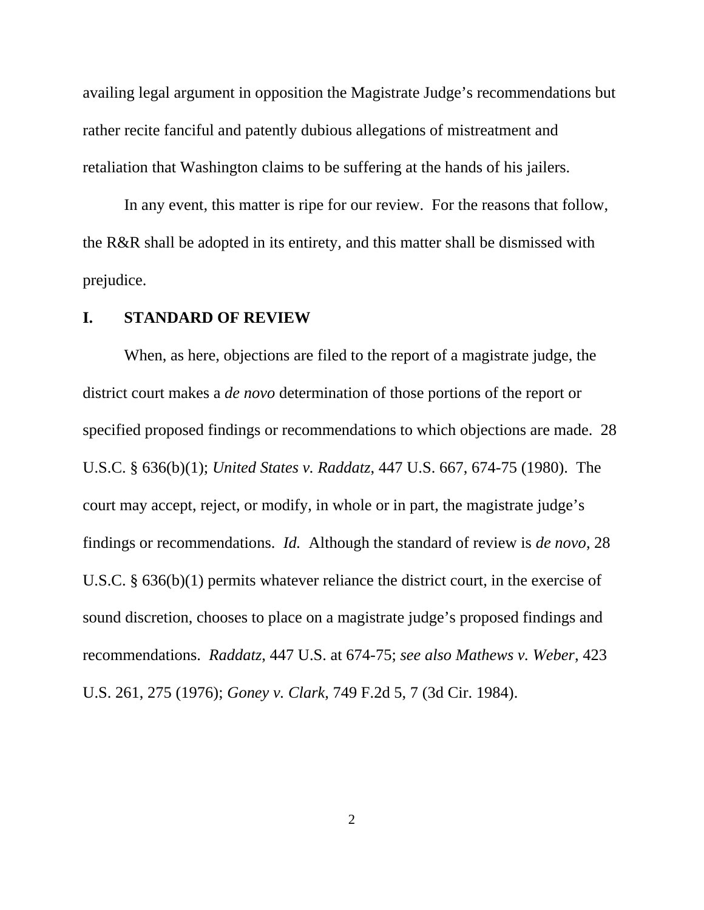availing legal argument in opposition the Magistrate Judge's recommendations but rather recite fanciful and patently dubious allegations of mistreatment and retaliation that Washington claims to be suffering at the hands of his jailers.

In any event, this matter is ripe for our review. For the reasons that follow, the R&R shall be adopted in its entirety, and this matter shall be dismissed with prejudice.

## I. STANDARD OF REVIEW

When, as here, objections are filed to the report of a magistrate judge, the district court makes a *de novo* determination of those portions of the report or specified proposed findings or recommendations to which objections are made. 28 U.S.C. § 636(b)(1); *United States v. Raddatz*, 447 U.S. 667, 674-75 (1980). The court may accept, reject, or modify, in whole or in part, the magistrate judge's findings or recommendations. *Id.* Although the standard of review is *de novo*, 28 U.S.C. § 636(b)(1) permits whatever reliance the district court, in the exercise of sound discretion, chooses to place on a magistrate judge's proposed findings and recommendations. *Raddatz*, 447 U.S. at 674-75; *see also Mathews v. Weber*, 423 U.S. 261, 275 (1976); *Goney v. Clark*, 749 F.2d 5, 7 (3d Cir. 1984).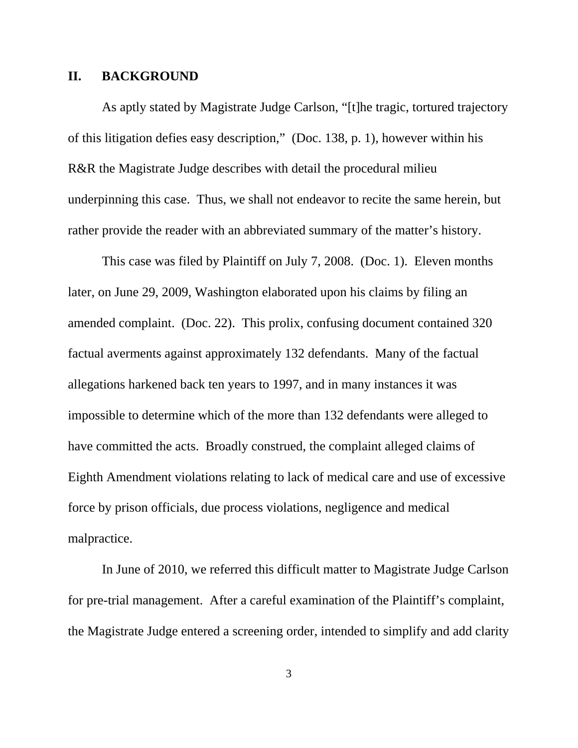## II. BACKGROUND

As aptly stated by Magistrate Judge Carlson, "[t]he tragic, tortured trajectory of this litigation defies easy description," (Doc. 138, p. 1), however within his R&R the Magistrate Judge describes with detail the procedural milieu underpinning this case. Thus, we shall not endeavor to recite the same herein, but rather provide the reader with an abbreviated summary of the matter's history.

This case was filed by Plaintiff on July 7, 2008. (Doc. 1). Eleven months later, on June 29, 2009, Washington elaborated upon his claims by filing an amended complaint. (Doc. 22). This prolix, confusing document contained 320 factual averments against approximately 132 defendants. Many of the factual allegations harkened back ten years to 1997, and in many instances it was impossible to determine which of the more than 132 defendants were alleged to have committed the acts. Broadly construed, the complaint alleged claims of Eighth Amendment violations relating to lack of medical care and use of excessive force by prison officials, due process violations, negligence and medical malpractice.

In June of 2010, we referred this difficult matter to Magistrate Judge Carlson for pre-trial management. After a careful examination of the Plaintiff's complaint, the Magistrate Judge entered a screening order, intended to simplify and add clarity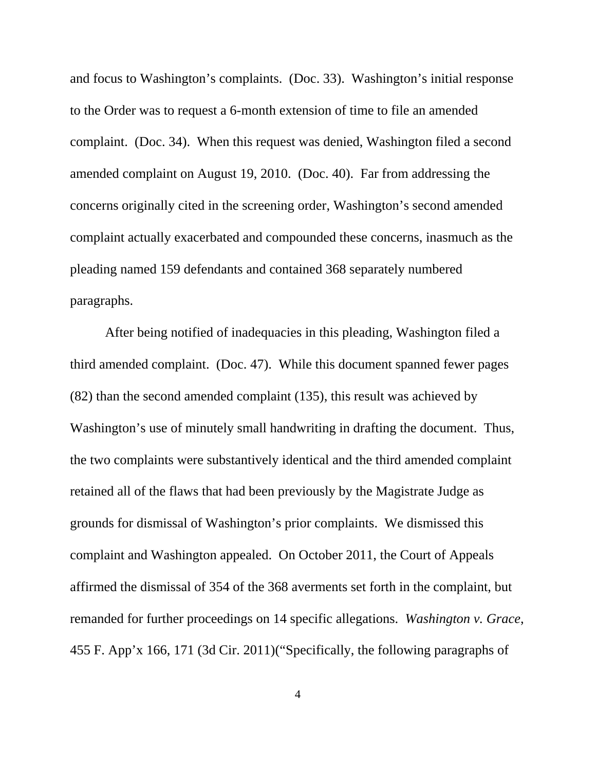and focus to Washington's complaints. (Doc. 33). Washington's initial response to the Order was to request a 6-month extension of time to file an amended complaint. (Doc. 34). When this request was denied, Washington filed a second amended complaint on August 19, 2010. (Doc. 40). Far from addressing the concerns originally cited in the screening order, Washington's second amended complaint actually exacerbated and compounded these concerns, inasmuch as the pleading named 159 defendants and contained 368 separately numbered paragraphs.

After being notified of inadequacies in this pleading, Washington filed a third amended complaint. (Doc. 47). While this document spanned fewer pages (82) than the second amended complaint (135), this result was achieved by Washington's use of minutely small handwriting in drafting the document. Thus, the two complaints were substantively identical and the third amended complaint retained all of the flaws that had been previously by the Magistrate Judge as grounds for dismissal of Washington's prior complaints. We dismissed this complaint and Washington appealed. On October 2011, the Court of Appeals affirmed the dismissal of 354 of the 368 averments set forth in the complaint, but remanded for further proceedings on 14 specific allegations. *Washington v. Grace*, 455 F. App'x 166, 171 (3d Cir. 2011)("Specifically, the following paragraphs of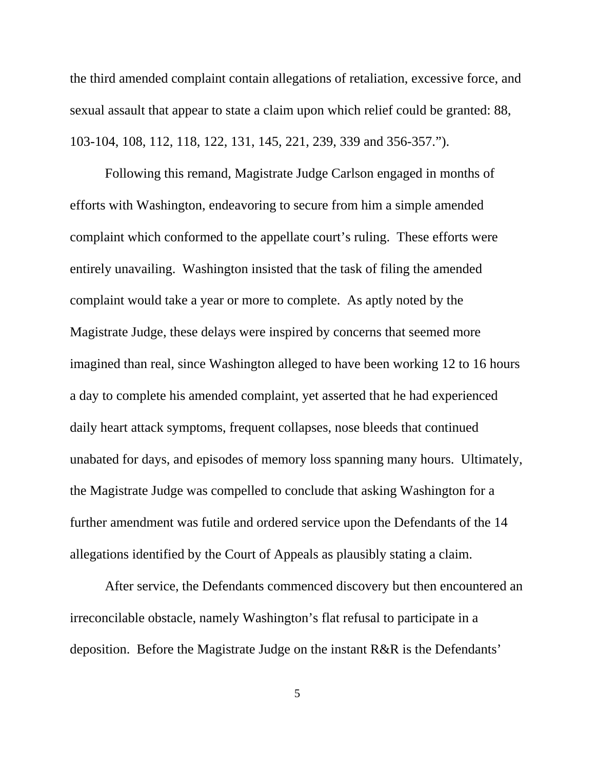the third amended complaint contain allegations of retaliation, excessive force, and sexual assault that appear to state a claim upon which relief could be granted: 88, 103-104, 108, 112, 118, 122, 131, 145, 221, 239, 339 and 356-357.").

Following this remand, Magistrate Judge Carlson engaged in months of efforts with Washington, endeavoring to secure from him a simple amended complaint which conformed to the appellate court's ruling. These efforts were entirely unavailing. Washington insisted that the task of filing the amended complaint would take a year or more to complete. As aptly noted by the Magistrate Judge, these delays were inspired by concerns that seemed more imagined than real, since Washington alleged to have been working 12 to 16 hours a day to complete his amended complaint, yet asserted that he had experienced daily heart attack symptoms, frequent collapses, nose bleeds that continued unabated for days, and episodes of memory loss spanning many hours. Ultimately, the Magistrate Judge was compelled to conclude that asking Washington for a further amendment was futile and ordered service upon the Defendants of the 14 allegations identified by the Court of Appeals as plausibly stating a claim.

After service, the Defendants commenced discovery but then encountered an irreconcilable obstacle, namely Washington's flat refusal to participate in a deposition. Before the Magistrate Judge on the instant R&R is the Defendants'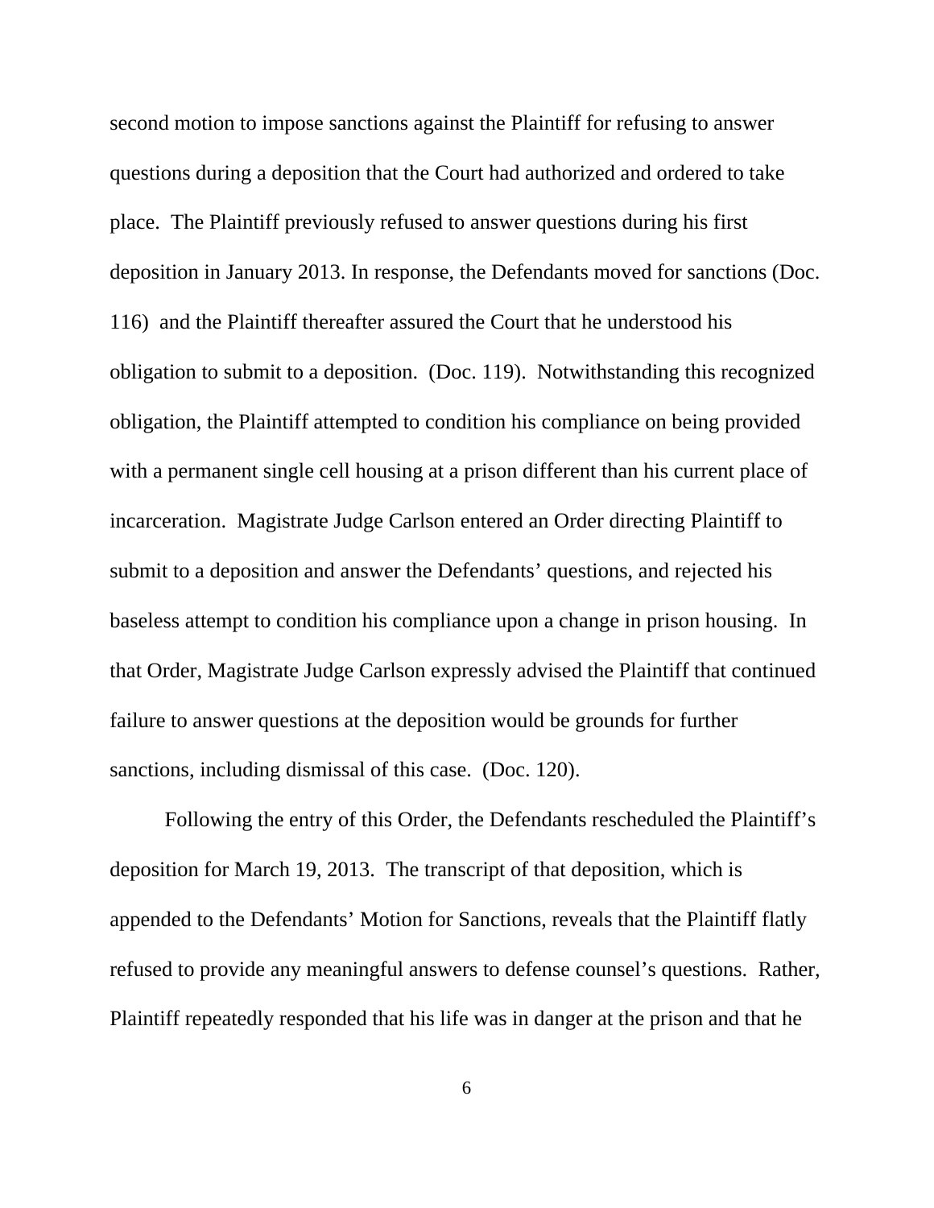second motion to impose sanctions against the Plaintiff for refusing to answer questions during a deposition that the Court had authorized and ordered to take place. The Plaintiff previously refused to answer questions during his first deposition in January 2013. In response, the Defendants moved for sanctions (Doc. 116) and the Plaintiff thereafter assured the Court that he understood his obligation to submit to a deposition. (Doc. 119). Notwithstanding this recognized obligation, the Plaintiff attempted to condition his compliance on being provided with a permanent single cell housing at a prison different than his current place of incarceration. Magistrate Judge Carlson entered an Order directing Plaintiff to submit to a deposition and answer the Defendants' questions, and rejected his baseless attempt to condition his compliance upon a change in prison housing. In that Order, Magistrate Judge Carlson expressly advised the Plaintiff that continued failure to answer questions at the deposition would be grounds for further sanctions, including dismissal of this case. (Doc. 120).

Following the entry of this Order, the Defendants rescheduled the Plaintiff's deposition for March 19, 2013. The transcript of that deposition, which is appended to the Defendants' Motion for Sanctions, reveals that the Plaintiff flatly refused to provide any meaningful answers to defense counsel's questions. Rather, Plaintiff repeatedly responded that his life was in danger at the prison and that he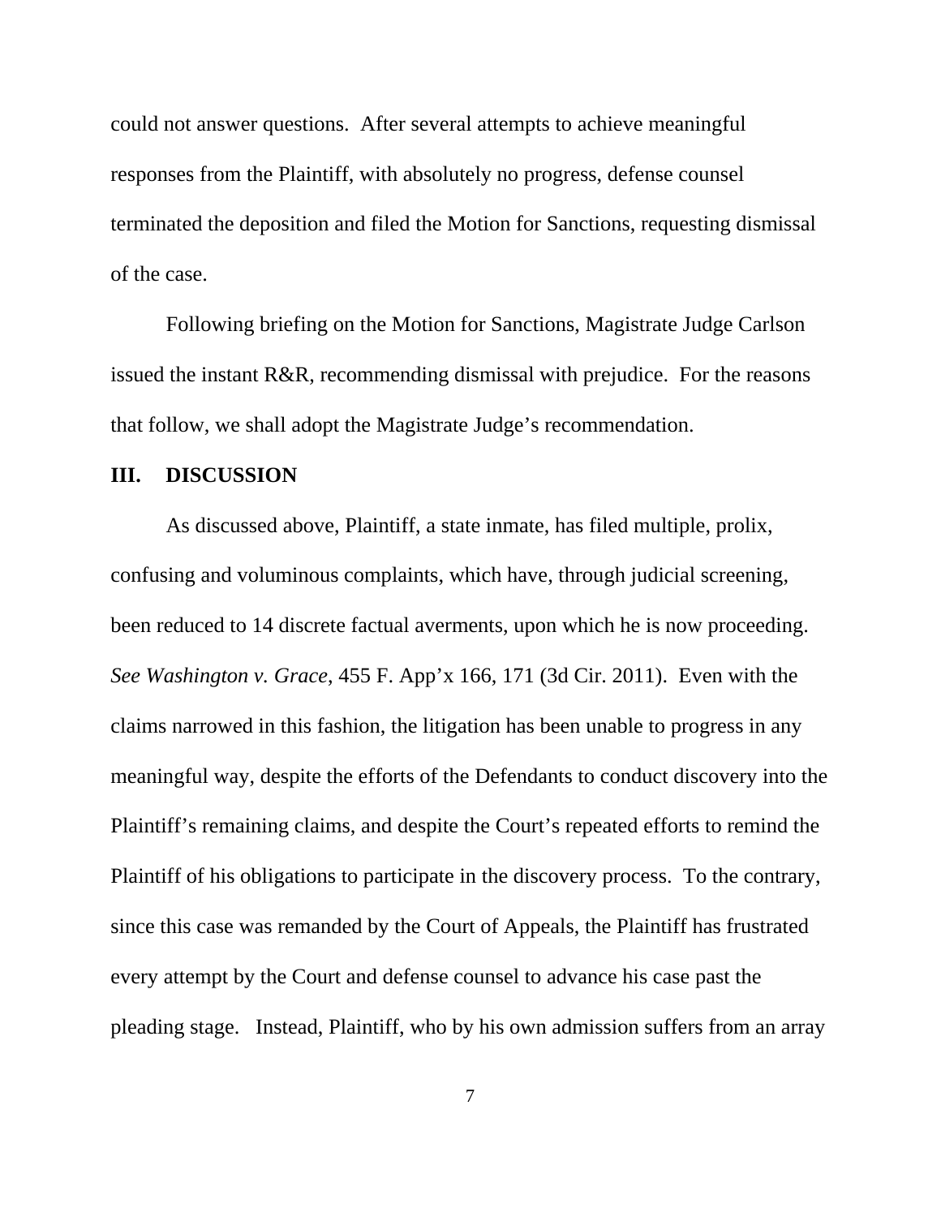could not answer questions. After several attempts to achieve meaningful responses from the Plaintiff, with absolutely no progress, defense counsel terminated the deposition and filed the Motion for Sanctions, requesting dismissal of the case.

Following briefing on the Motion for Sanctions, Magistrate Judge Carlson issued the instant R&R, recommending dismissal with prejudice. For the reasons that follow, we shall adopt the Magistrate Judge's recommendation.

## III. DISCUSSION

As discussed above, Plaintiff, a state inmate, has filed multiple, prolix, confusing and voluminous complaints, which have, through judicial screening, been reduced to 14 discrete factual averments, upon which he is now proceeding. *See Washington v. Grace*, 455 F. App'x 166, 171 (3d Cir. 2011). Even with the claims narrowed in this fashion, the litigation has been unable to progress in any meaningful way, despite the efforts of the Defendants to conduct discovery into the Plaintiff's remaining claims, and despite the Court's repeated efforts to remind the Plaintiff of his obligations to participate in the discovery process. To the contrary, since this case was remanded by the Court of Appeals, the Plaintiff has frustrated every attempt by the Court and defense counsel to advance his case past the pleading stage. Instead, Plaintiff, who by his own admission suffers from an array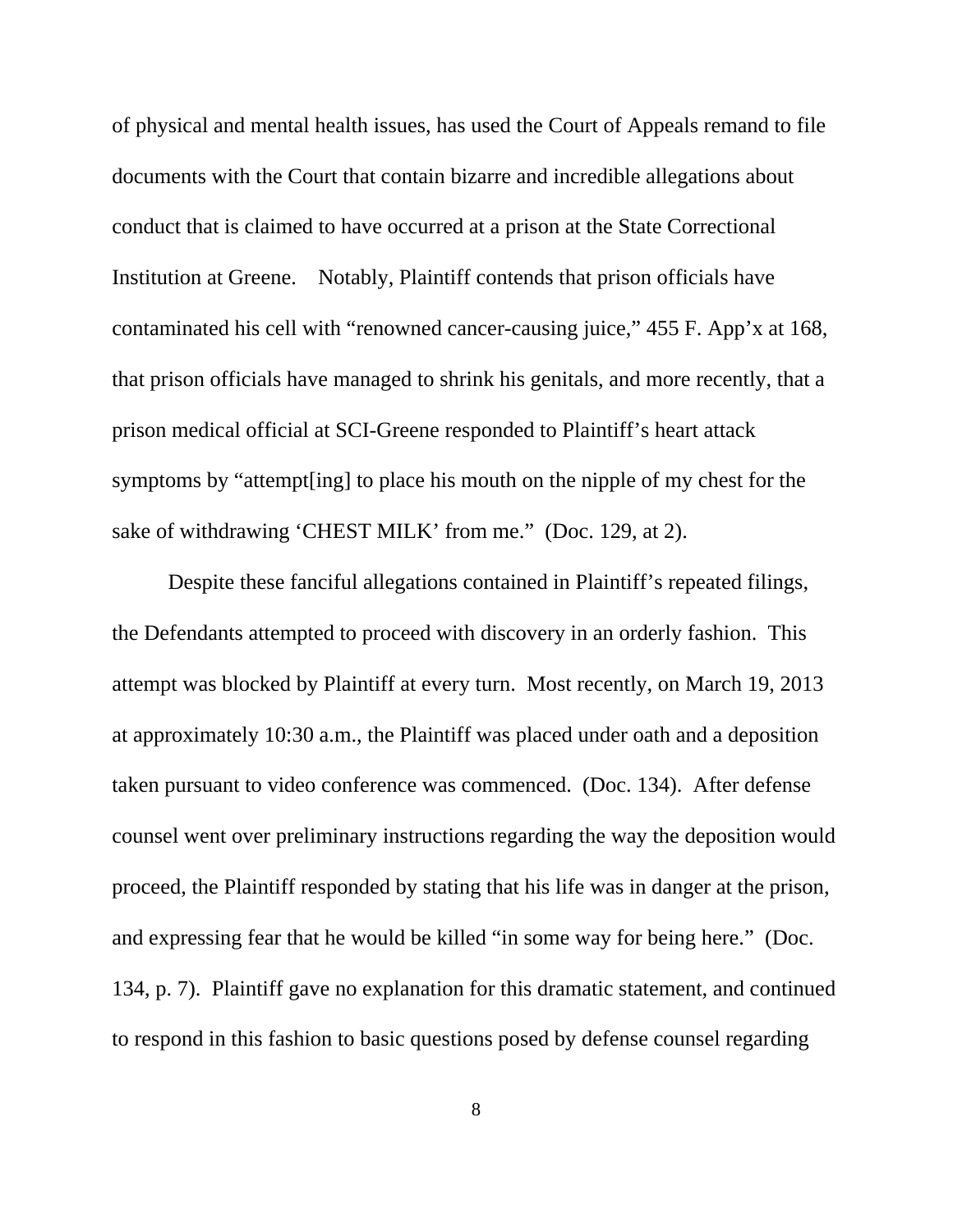of physical and mental health issues, has used the Court of Appeals remand to file documents with the Court that contain bizarre and incredible allegations about conduct that is claimed to have occurred at a prison at the State Correctional Institution at Greene. Notably, Plaintiff contends that prison officials have contaminated his cell with "renowned cancer-causing juice," 455 F. App'x at 168, that prison officials have managed to shrink his genitals, and more recently, that a prison medical official at SCI-Greene responded to Plaintiff's heart attack symptoms by "attempt[ing] to place his mouth on the nipple of my chest for the sake of withdrawing 'CHEST MILK' from me." (Doc. 129, at 2).

Despite these fanciful allegations contained in Plaintiff's repeated filings, the Defendants attempted to proceed with discovery in an orderly fashion. This attempt was blocked by Plaintiff at every turn. Most recently, on March 19, 2013 at approximately 10:30 a.m., the Plaintiff was placed under oath and a deposition taken pursuant to video conference was commenced. (Doc. 134). After defense counsel went over preliminary instructions regarding the way the deposition would proceed, the Plaintiff responded by stating that his life was in danger at the prison, and expressing fear that he would be killed "in some way for being here." (Doc. 134, p. 7). Plaintiff gave no explanation for this dramatic statement, and continued to respond in this fashion to basic questions posed by defense counsel regarding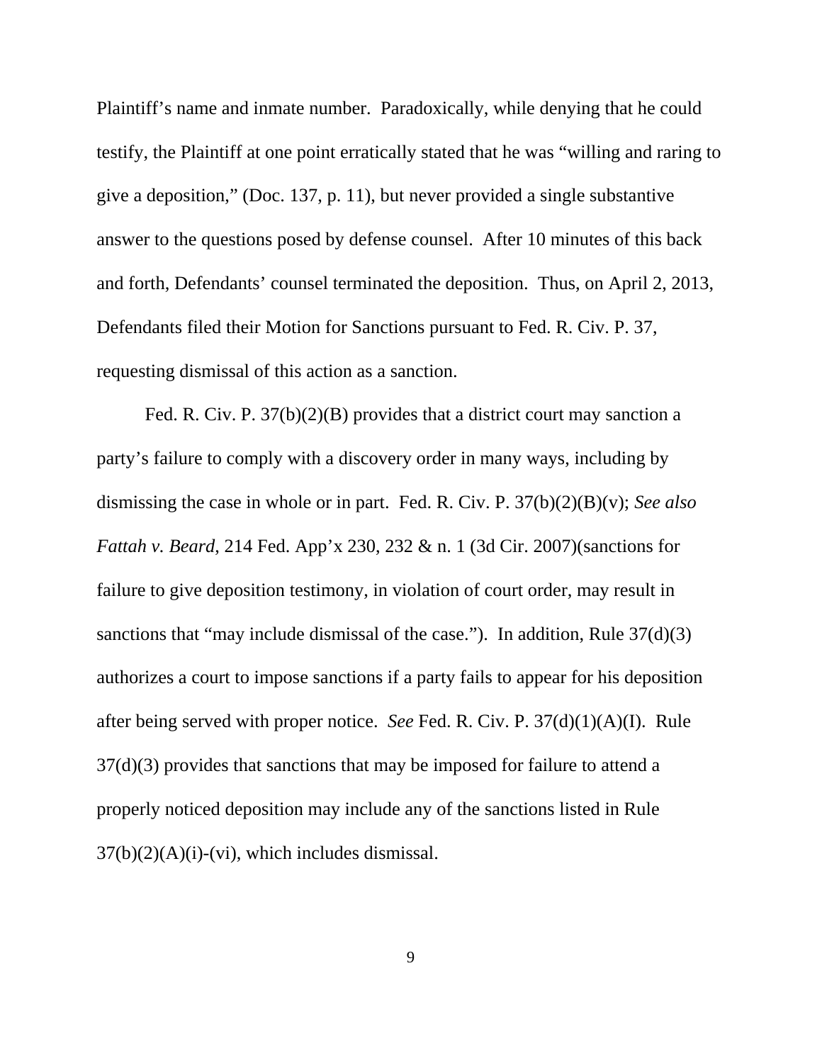Plaintiff's name and inmate number. Paradoxically, while denying that he could testify, the Plaintiff at one point erratically stated that he was "willing and raring to give a deposition," (Doc. 137, p. 11), but never provided a single substantive answer to the questions posed by defense counsel. After 10 minutes of this back and forth, Defendants' counsel terminated the deposition. Thus, on April 2, 2013, Defendants filed their Motion for Sanctions pursuant to Fed. R. Civ. P. 37, requesting dismissal of this action as a sanction.

Fed. R. Civ. P. 37(b)(2)(B) provides that a district court may sanction a party's failure to comply with a discovery order in many ways, including by dismissing the case in whole or in part. Fed. R. Civ. P. 37(b)(2)(B)(v); *See also Fattah v. Beard*, 214 Fed. App'x 230, 232 & n. 1 (3d Cir. 2007)(sanctions for failure to give deposition testimony, in violation of court order, may result in sanctions that "may include dismissal of the case."). In addition, Rule 37(d)(3) authorizes a court to impose sanctions if a party fails to appear for his deposition after being served with proper notice. *See* Fed. R. Civ. P. 37(d)(1)(A)(I). Rule 37(d)(3) provides that sanctions that may be imposed for failure to attend a properly noticed deposition may include any of the sanctions listed in Rule 37(b)(2)(A)(i)-(vi), which includes dismissal.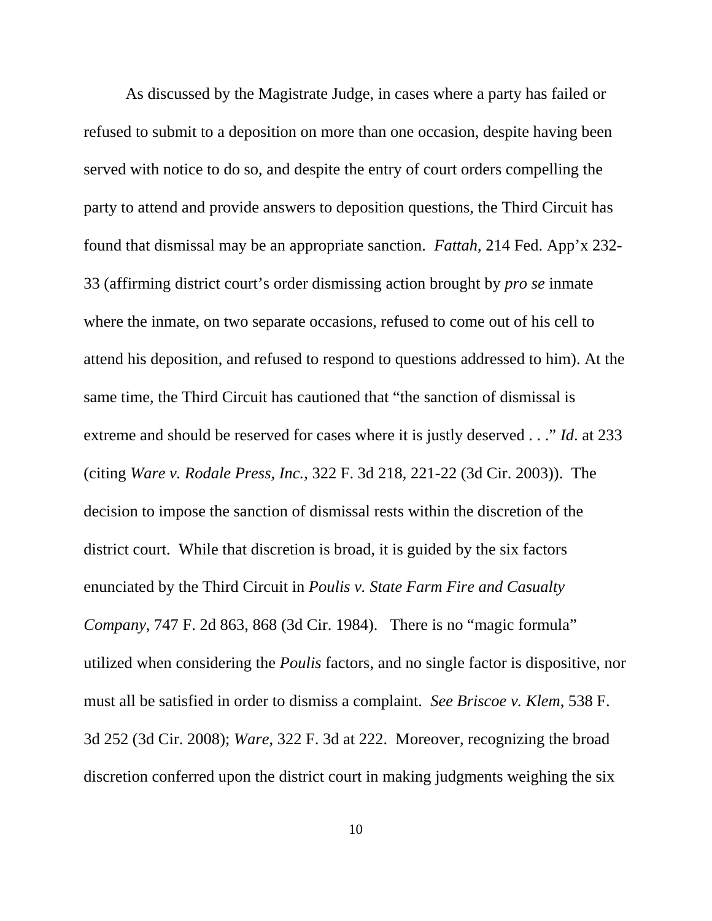As discussed by the Magistrate Judge, in cases where a party has failed or refused to submit to a deposition on more than one occasion, despite having been served with notice to do so, and despite the entry of court orders compelling the party to attend and provide answers to deposition questions, the Third Circuit has found that dismissal may be an appropriate sanction. *Fattah*, 214 Fed. App'x 232-33 (affirming district court's order dismissing action brought by *pro se* inmate where the inmate, on two separate occasions, refused to come out of his cell to attend his deposition, and refused to respond to questions addressed to him). At the same time, the Third Circuit has cautioned that "the sanction of dismissal is extreme and should be reserved for cases where it is justly deserved . . ." *Id*. at 233 (citing *Ware v. Rodale Press, Inc.*, 322 F. 3d 218, 221-22 (3d Cir. 2003)). The decision to impose the sanction of dismissal rests within the discretion of the district court. While that discretion is broad, it is guided by the six factors enunciated by the Third Circuit in *Poulis v. State Farm Fire and Casualty Company*, 747 F. 2d 863, 868 (3d Cir. 1984). There is no "magic formula" utilized when considering the *Poulis* factors, and no single factor is dispositive, nor must all be satisfied in order to dismiss a complaint. *See Briscoe v. Klem*, 538 F. 3d 252 (3d Cir. 2008); *Ware*, 322 F. 3d at 222. Moreover, recognizing the broad discretion conferred upon the district court in making judgments weighing the six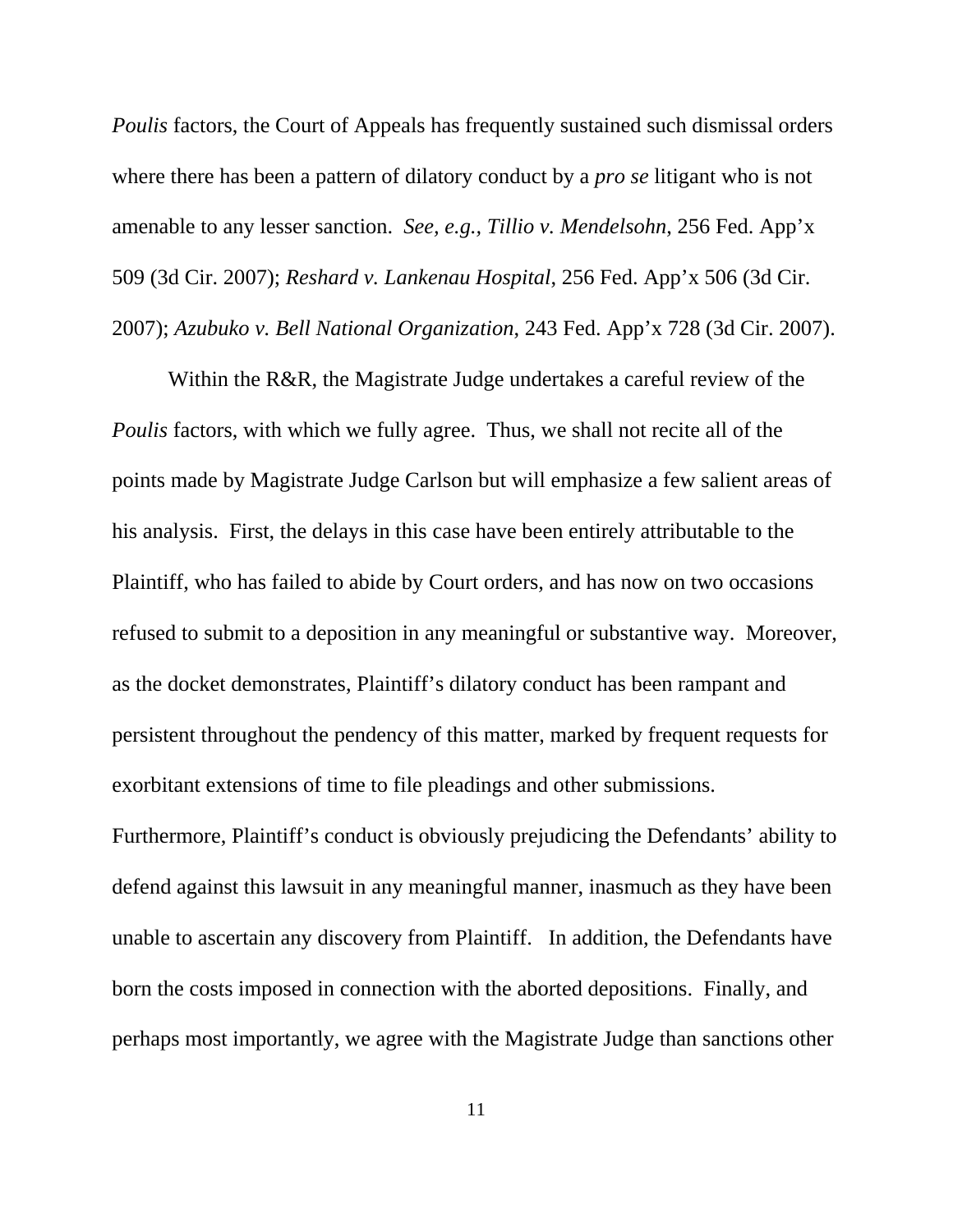*Poulis* factors, the Court of Appeals has frequently sustained such dismissal orders where there has been a pattern of dilatory conduct by a *pro se* litigant who is not amenable to any lesser sanction. *See, e.g., Tillio v. Mendelsohn*, 256 Fed. App'x 509 (3d Cir. 2007); *Reshard v. Lankenau Hospital*, 256 Fed. App'x 506 (3d Cir. 2007); *Azubuko v. Bell National Organization*, 243 Fed. App'x 728 (3d Cir. 2007).

Within the R&R, the Magistrate Judge undertakes a careful review of the *Poulis* factors, with which we fully agree. Thus, we shall not recite all of the points made by Magistrate Judge Carlson but will emphasize a few salient areas of his analysis. First, the delays in this case have been entirely attributable to the Plaintiff, who has failed to abide by Court orders, and has now on two occasions refused to submit to a deposition in any meaningful or substantive way. Moreover, as the docket demonstrates, Plaintiff's dilatory conduct has been rampant and persistent throughout the pendency of this matter, marked by frequent requests for exorbitant extensions of time to file pleadings and other submissions. Furthermore, Plaintiff's conduct is obviously prejudicing the Defendants' ability to defend against this lawsuit in any meaningful manner, inasmuch as they have been unable to ascertain any discovery from Plaintiff. In addition, the Defendants have born the costs imposed in connection with the aborted depositions. Finally, and perhaps most importantly, we agree with the Magistrate Judge than sanctions other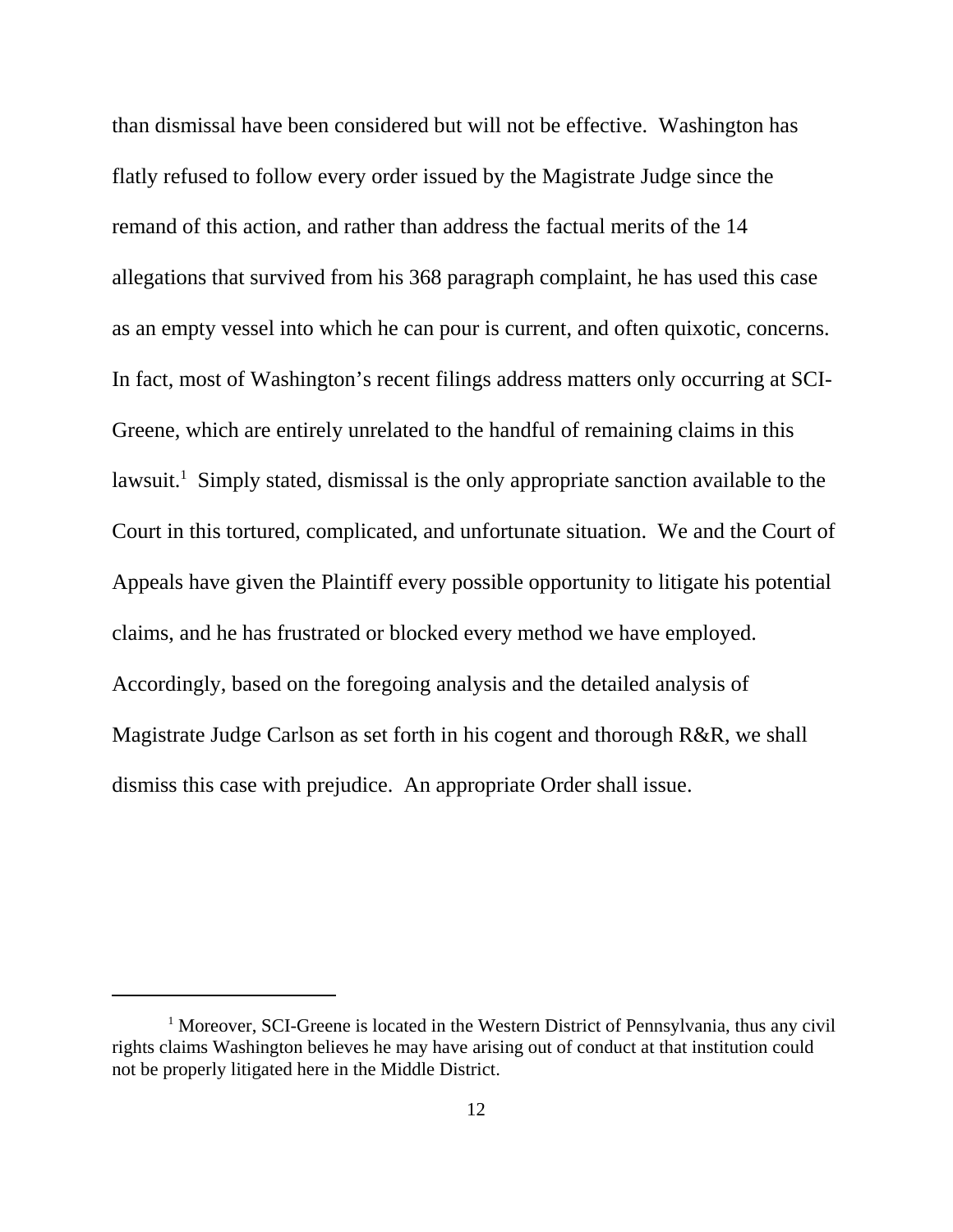than dismissal have been considered but will not be effective. Washington has flatly refused to follow every order issued by the Magistrate Judge since the remand of this action, and rather than address the factual merits of the 14 allegations that survived from his 368 paragraph complaint, he has used this case as an empty vessel into which he can pour is current, and often quixotic, concerns. In fact, most of Washington's recent filings address matters only occurring at SCI-Greene, which are entirely unrelated to the handful of remaining claims in this lawsuit.[1] Simply stated, dismissal is the only appropriate sanction available to the Court in this tortured, complicated, and unfortunate situation. We and the Court of Appeals have given the Plaintiff every possible opportunity to litigate his potential claims, and he has frustrated or blocked every method we have employed. Accordingly, based on the foregoing analysis and the detailed analysis of Magistrate Judge Carlson as set forth in his cogent and thorough R&R, we shall dismiss this case with prejudice. An appropriate Order shall issue.

---

[1] Moreover, SCI-Greene is located in the Western District of Pennsylvania, thus any civil rights claims Washington believes he may have arising out of conduct at that institution could not be properly litigated here in the Middle District.